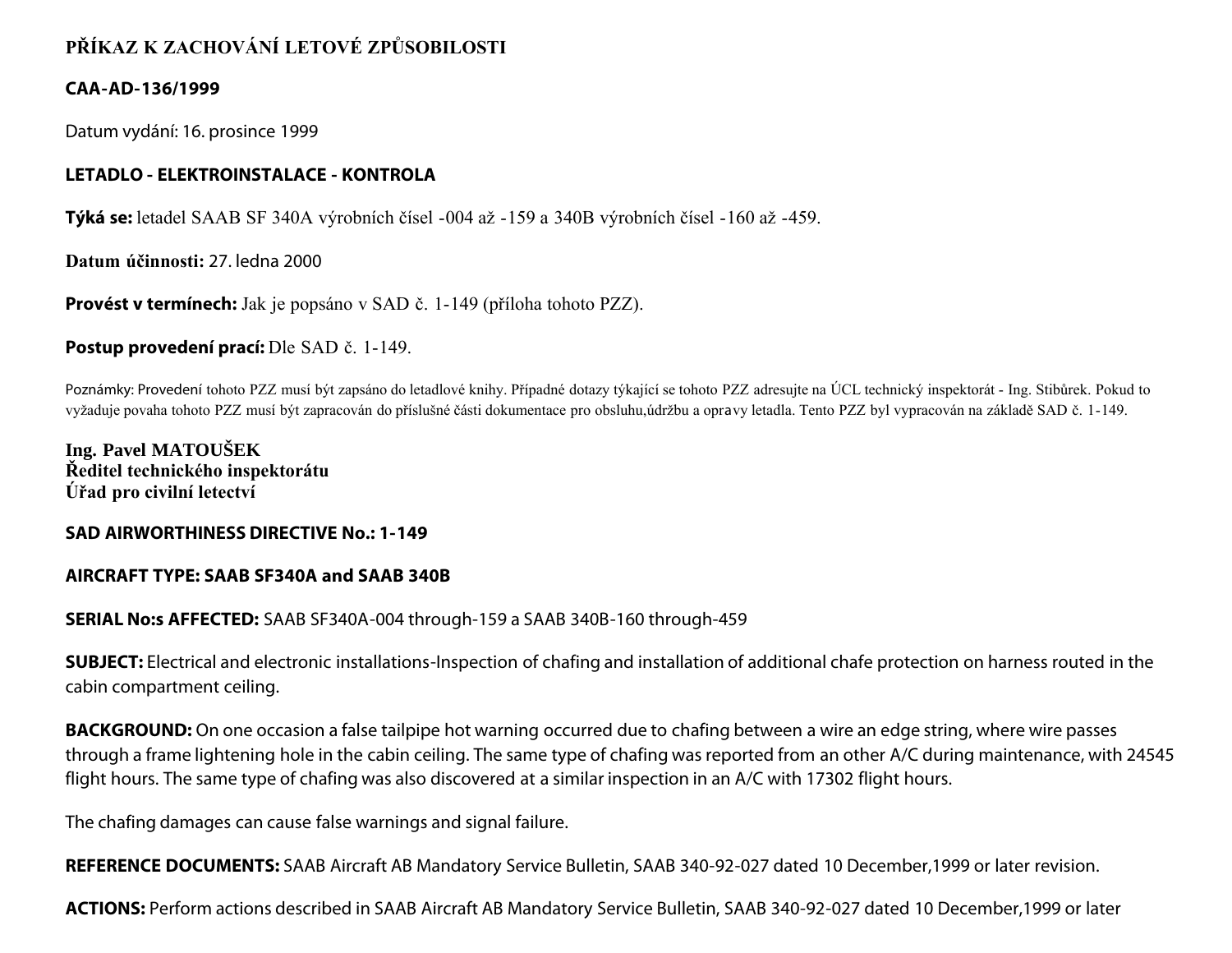**PŘÍKAZ K ZACHOVÁNÍ LETOVÉ ZPŮSOBILOSTI**

**CAA-AD-136/1999**

Datum vydání: 16. prosince 1999

**LETADLO - ELEKTROINSTALACE - KONTROLA**

**Týká se:** letadel SAAB SF 340A výrobních čísel -004 až -159 a 340B výrobních čísel -160 až -459.

**Datum účinnosti:** 27. ledna 2000

**Provést v termínech:** Jak je popsáno v SAD č. 1-149 (příloha tohoto PZZ).

**Postup provedení prací:** Dle SAD č. 1-149.

Poznámky: Provedení tohoto PZZ musí být zapsáno do letadlové knihy. Případné dotazy týkající se tohoto PZZ adresujte na ÚCL technický inspektorát - Ing. Stibůrek. Pokud to vyžaduje povaha tohoto PZZ musí být zapracován do příslušné části dokumentace pro obsluhu,údržbu a opravy letadla. Tento PZZ byl vypracován na základě SAD č. 1-149.

**Ing. Pavel MATOUŠEK**
**Ředitel technického inspektorátu**
**Úřad pro civilní letectví**

**SAD AIRWORTHINESS DIRECTIVE No.: 1-149**

**AIRCRAFT TYPE: SAAB SF340A and SAAB 340B**

**SERIAL No:s AFFECTED:** SAAB SF340A-004 through-159 a SAAB 340B-160 through-459

**SUBJECT:** Electrical and electronic installations-Inspection of chafing and installation of additional chafe protection on harness routed in the cabin compartment ceiling.

**BACKGROUND:** On one occasion a false tailpipe hot warning occurred due to chafing between a wire an edge string, where wire passes through a frame lightening hole in the cabin ceiling. The same type of chafing was reported from an other A/C during maintenance, with 24545 flight hours. The same type of chafing was also discovered at a similar inspection in an A/C with 17302 flight hours.

The chafing damages can cause false warnings and signal failure.

**REFERENCE DOCUMENTS:** SAAB Aircraft AB Mandatory Service Bulletin, SAAB 340-92-027 dated 10 December,1999 or later revision.

**ACTIONS:** Perform actions described in SAAB Aircraft AB Mandatory Service Bulletin, SAAB 340-92-027 dated 10 December,1999 or later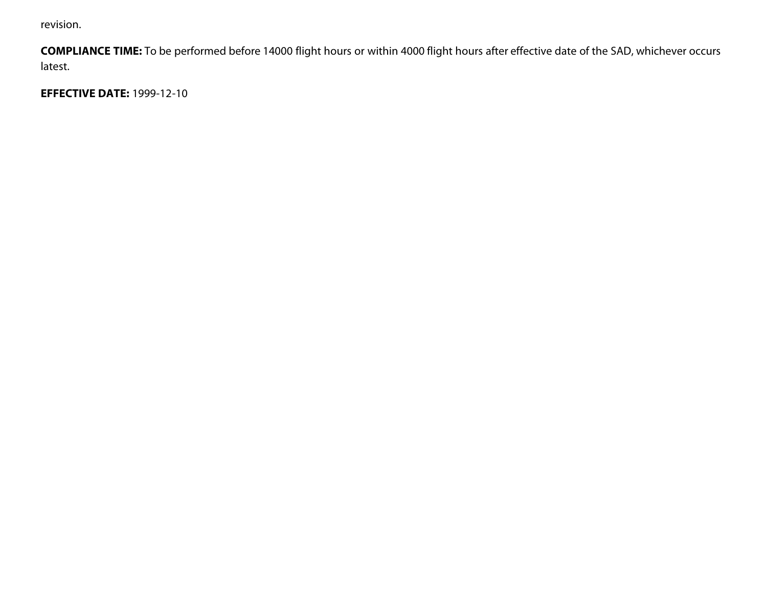revision.

**COMPLIANCE TIME:** To be performed before 14000 flight hours or within 4000 flight hours after effective date of the SAD, whichever occurs latest.

**EFFECTIVE DATE:** 1999-12-10